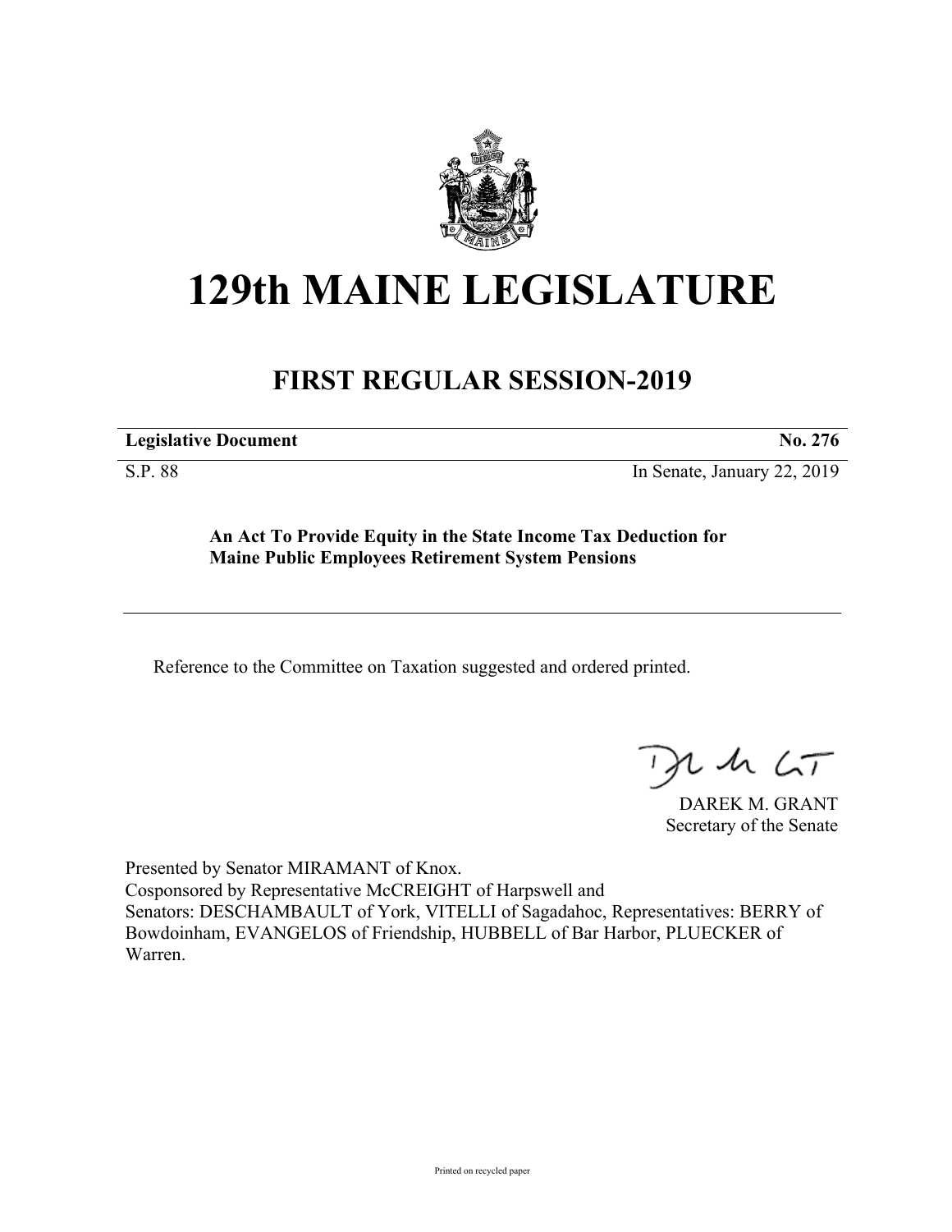# 129th MAINE LEGISLATURE

## FIRST REGULAR SESSION-2019

**Legislative Document** **No. 276**

S.P. 88 In Senate, January 22, 2019

**An Act To Provide Equity in the State Income Tax Deduction for Maine Public Employees Retirement System Pensions**

Reference to the Committee on Taxation suggested and ordered printed.

DAREK M. GRANT
Secretary of the Senate

Presented by Senator MIRAMANT of Knox.
Cosponsored by Representative McCREIGHT of Harpswell and
Senators: DESCHAMBAULT of York, VITELLI of Sagadahoc, Representatives: BERRY of Bowdoinham, EVANGELOS of Friendship, HUBBELL of Bar Harbor, PLUECKER of Warren.

Printed on recycled paper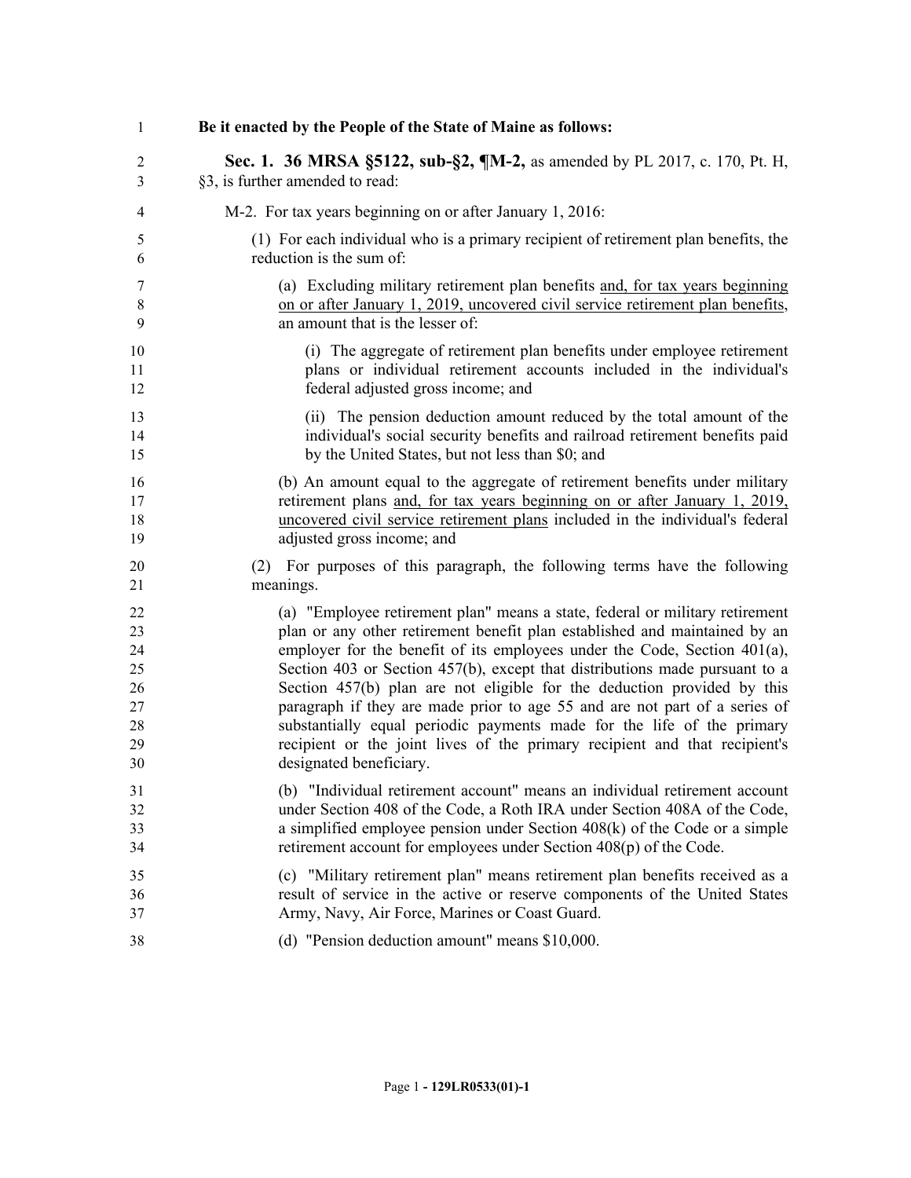**Be it enacted by the People of the State of Maine as follows:**

**Sec. 1. 36 MRSA §5122, sub-§2, ¶M-2,** as amended by PL 2017, c. 170, Pt. H, §3, is further amended to read:

M-2. For tax years beginning on or after January 1, 2016:

(1) For each individual who is a primary recipient of retirement plan benefits, the reduction is the sum of:

(a) Excluding military retirement plan benefits and, for tax years beginning on or after January 1, 2019, uncovered civil service retirement plan benefits, an amount that is the lesser of:

(i) The aggregate of retirement plan benefits under employee retirement plans or individual retirement accounts included in the individual's federal adjusted gross income; and

(ii) The pension deduction amount reduced by the total amount of the individual's social security benefits and railroad retirement benefits paid by the United States, but not less than $0; and

(b) An amount equal to the aggregate of retirement benefits under military retirement plans and, for tax years beginning on or after January 1, 2019, uncovered civil service retirement plans included in the individual's federal adjusted gross income; and

(2) For purposes of this paragraph, the following terms have the following meanings.

(a) "Employee retirement plan" means a state, federal or military retirement plan or any other retirement benefit plan established and maintained by an employer for the benefit of its employees under the Code, Section 401(a), Section 403 or Section 457(b), except that distributions made pursuant to a Section 457(b) plan are not eligible for the deduction provided by this paragraph if they are made prior to age 55 and are not part of a series of substantially equal periodic payments made for the life of the primary recipient or the joint lives of the primary recipient and that recipient's designated beneficiary.

(b) "Individual retirement account" means an individual retirement account under Section 408 of the Code, a Roth IRA under Section 408A of the Code, a simplified employee pension under Section 408(k) of the Code or a simple retirement account for employees under Section 408(p) of the Code.

(c) "Military retirement plan" means retirement plan benefits received as a result of service in the active or reserve components of the United States Army, Navy, Air Force, Marines or Coast Guard.

(d) "Pension deduction amount" means $10,000.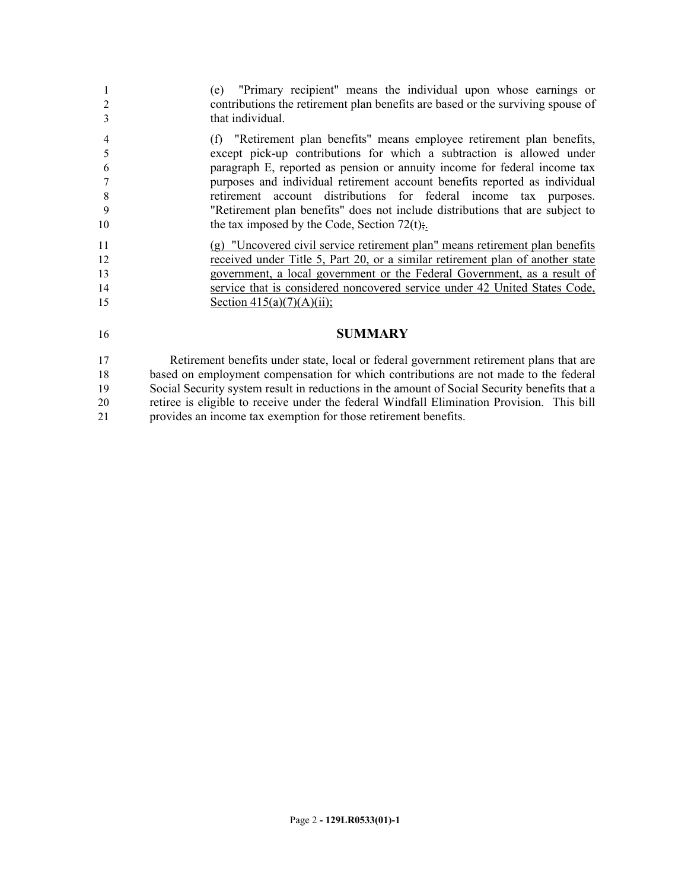(e) "Primary recipient" means the individual upon whose earnings or contributions the retirement plan benefits are based or the surviving spouse of that individual.

(f) "Retirement plan benefits" means employee retirement plan benefits, except pick-up contributions for which a subtraction is allowed under paragraph E, reported as pension or annuity income for federal income tax purposes and individual retirement account benefits reported as individual retirement account distributions for federal income tax purposes. "Retirement plan benefits" does not include distributions that are subject to the tax imposed by the Code, Section 72(t)~~.~~;

(g) "Uncovered civil service retirement plan" means retirement plan benefits received under Title 5, Part 20, or a similar retirement plan of another state government, a local government or the Federal Government, as a result of service that is considered noncovered service under 42 United States Code, Section 415(a)(7)(A)(ii);

## SUMMARY

Retirement benefits under state, local or federal government retirement plans that are based on employment compensation for which contributions are not made to the federal Social Security system result in reductions in the amount of Social Security benefits that a retiree is eligible to receive under the federal Windfall Elimination Provision. This bill provides an income tax exemption for those retirement benefits.